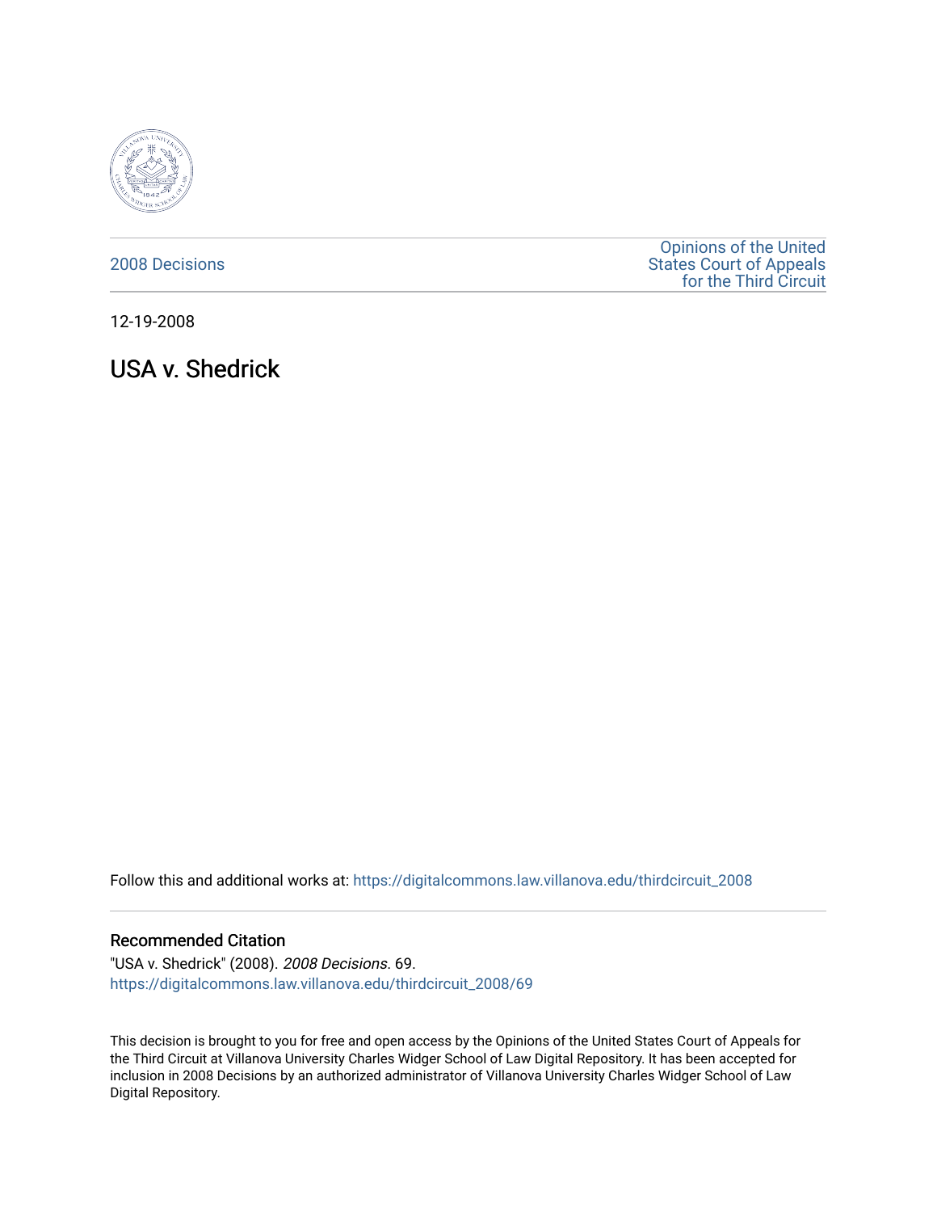2008 Decisions

Opinions of the United States Court of Appeals for the Third Circuit

12-19-2008

# USA v. Shedrick

Follow this and additional works at: https://digitalcommons.law.villanova.edu/thirdcircuit_2008

## Recommended Citation

"USA v. Shedrick" (2008). *2008 Decisions*. 69.
https://digitalcommons.law.villanova.edu/thirdcircuit_2008/69

This decision is brought to you for free and open access by the Opinions of the United States Court of Appeals for the Third Circuit at Villanova University Charles Widger School of Law Digital Repository. It has been accepted for inclusion in 2008 Decisions by an authorized administrator of Villanova University Charles Widger School of Law Digital Repository.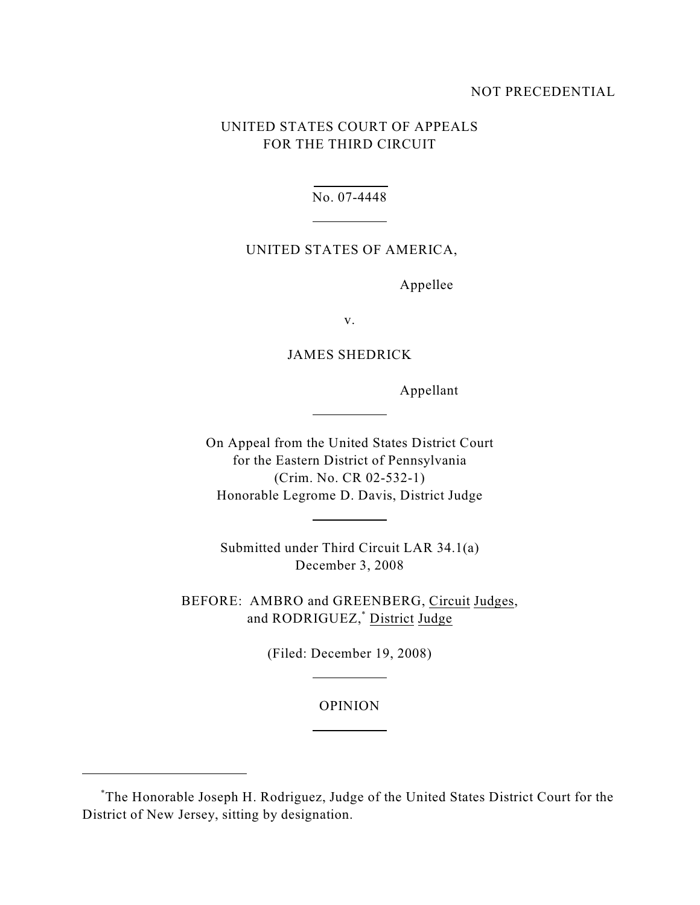NOT PRECEDENTIAL

UNITED STATES COURT OF APPEALS
FOR THE THIRD CIRCUIT

No. 07-4448

UNITED STATES OF AMERICA,

Appellee

v.

JAMES SHEDRICK

Appellant

On Appeal from the United States District Court
for the Eastern District of Pennsylvania
(Crim. No. CR 02-532-1)
Honorable Legrome D. Davis, District Judge

Submitted under Third Circuit LAR 34.1(a)
December 3, 2008

BEFORE: AMBRO and GREENBERG, Circuit Judges,
and RODRIGUEZ,* District Judge

(Filed: December 19, 2008)

OPINION

---

*The Honorable Joseph H. Rodriguez, Judge of the United States District Court for the District of New Jersey, sitting by designation.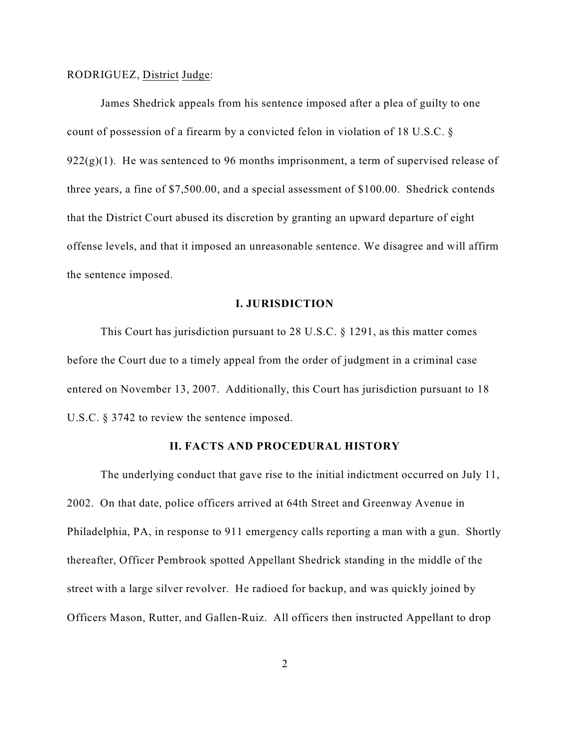RODRIGUEZ, District Judge:

James Shedrick appeals from his sentence imposed after a plea of guilty to one count of possession of a firearm by a convicted felon in violation of 18 U.S.C. § 922(g)(1). He was sentenced to 96 months imprisonment, a term of supervised release of three years, a fine of $7,500.00, and a special assessment of $100.00. Shedrick contends that the District Court abused its discretion by granting an upward departure of eight offense levels, and that it imposed an unreasonable sentence. We disagree and will affirm the sentence imposed.

## I. JURISDICTION

This Court has jurisdiction pursuant to 28 U.S.C. § 1291, as this matter comes before the Court due to a timely appeal from the order of judgment in a criminal case entered on November 13, 2007. Additionally, this Court has jurisdiction pursuant to 18 U.S.C. § 3742 to review the sentence imposed.

## II. FACTS AND PROCEDURAL HISTORY

The underlying conduct that gave rise to the initial indictment occurred on July 11, 2002. On that date, police officers arrived at 64th Street and Greenway Avenue in Philadelphia, PA, in response to 911 emergency calls reporting a man with a gun. Shortly thereafter, Officer Pembrook spotted Appellant Shedrick standing in the middle of the street with a large silver revolver. He radioed for backup, and was quickly joined by Officers Mason, Rutter, and Gallen-Ruiz. All officers then instructed Appellant to drop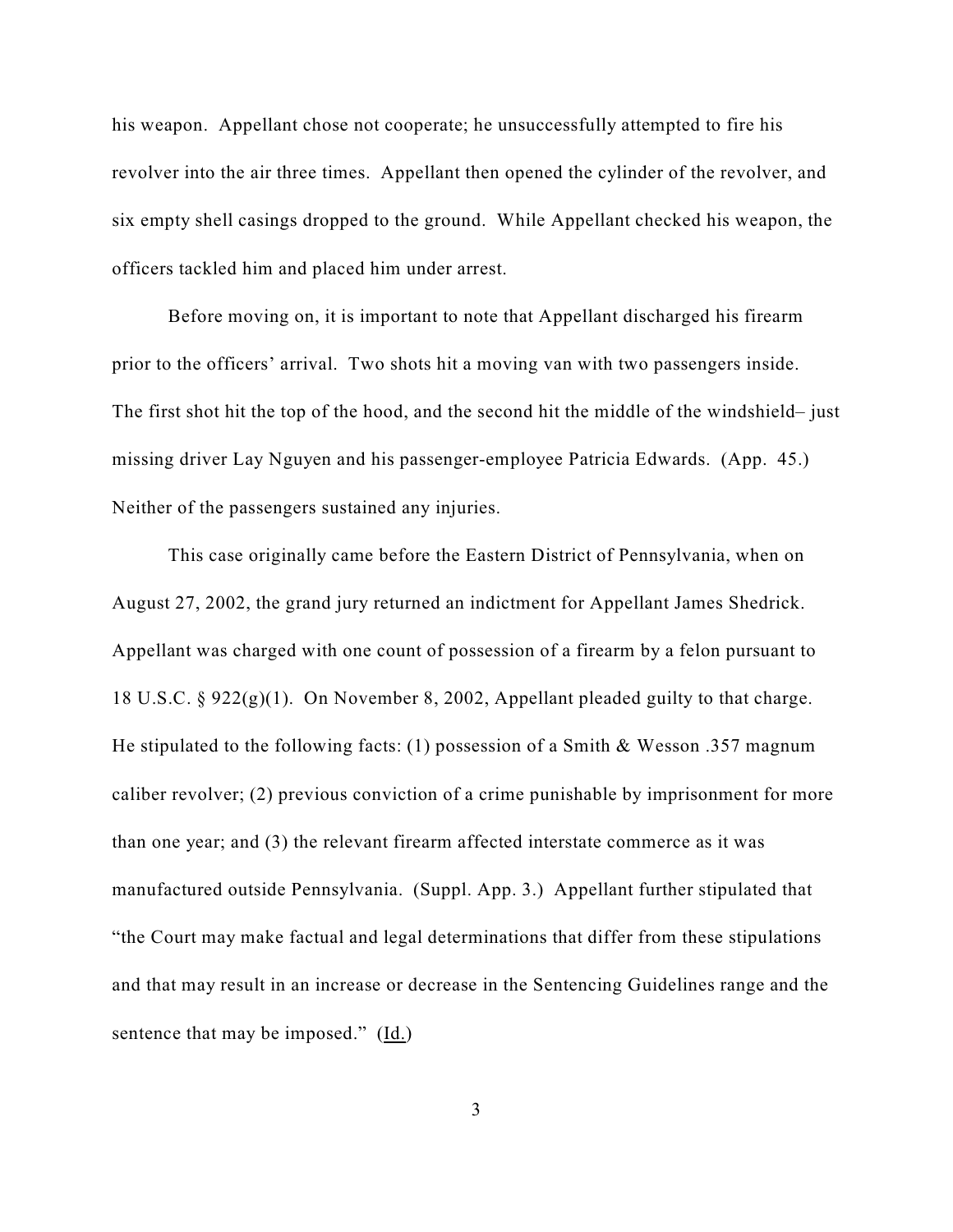his weapon. Appellant chose not cooperate; he unsuccessfully attempted to fire his revolver into the air three times. Appellant then opened the cylinder of the revolver, and six empty shell casings dropped to the ground. While Appellant checked his weapon, the officers tackled him and placed him under arrest.

Before moving on, it is important to note that Appellant discharged his firearm prior to the officers' arrival. Two shots hit a moving van with two passengers inside. The first shot hit the top of the hood, and the second hit the middle of the windshield– just missing driver Lay Nguyen and his passenger-employee Patricia Edwards. (App. 45.) Neither of the passengers sustained any injuries.

This case originally came before the Eastern District of Pennsylvania, when on August 27, 2002, the grand jury returned an indictment for Appellant James Shedrick. Appellant was charged with one count of possession of a firearm by a felon pursuant to 18 U.S.C. § 922(g)(1). On November 8, 2002, Appellant pleaded guilty to that charge. He stipulated to the following facts: (1) possession of a Smith & Wesson .357 magnum caliber revolver; (2) previous conviction of a crime punishable by imprisonment for more than one year; and (3) the relevant firearm affected interstate commerce as it was manufactured outside Pennsylvania. (Suppl. App. 3.) Appellant further stipulated that "the Court may make factual and legal determinations that differ from these stipulations and that may result in an increase or decrease in the Sentencing Guidelines range and the sentence that may be imposed." (Id.)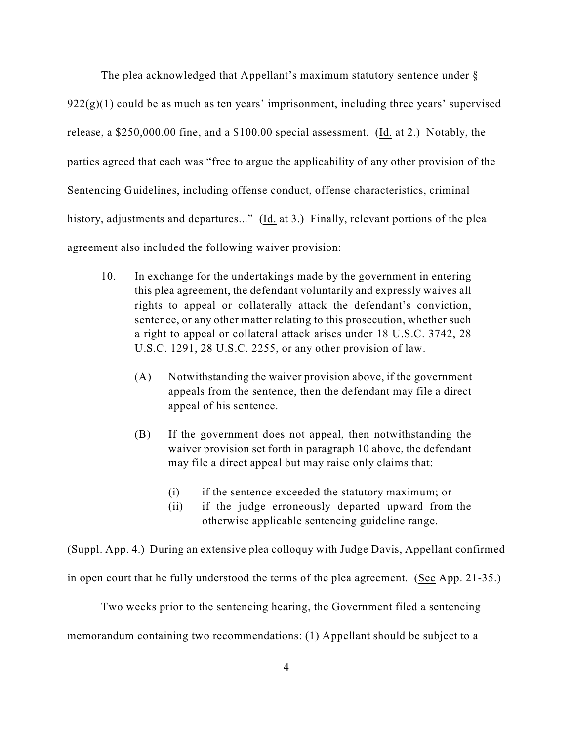The plea acknowledged that Appellant's maximum statutory sentence under § 922(g)(1) could be as much as ten years' imprisonment, including three years' supervised release, a $250,000.00 fine, and a $100.00 special assessment. (Id. at 2.) Notably, the parties agreed that each was "free to argue the applicability of any other provision of the Sentencing Guidelines, including offense conduct, offense characteristics, criminal history, adjustments and departures..." (Id. at 3.) Finally, relevant portions of the plea agreement also included the following waiver provision:

> 10. In exchange for the undertakings made by the government in entering this plea agreement, the defendant voluntarily and expressly waives all rights to appeal or collaterally attack the defendant's conviction, sentence, or any other matter relating to this prosecution, whether such a right to appeal or collateral attack arises under 18 U.S.C. 3742, 28 U.S.C. 1291, 28 U.S.C. 2255, or any other provision of law.
>
> (A) Notwithstanding the waiver provision above, if the government appeals from the sentence, then the defendant may file a direct appeal of his sentence.
>
> (B) If the government does not appeal, then notwithstanding the waiver provision set forth in paragraph 10 above, the defendant may file a direct appeal but may raise only claims that:
>
> (i) if the sentence exceeded the statutory maximum; or
>
> (ii) if the judge erroneously departed upward from the otherwise applicable sentencing guideline range.

(Suppl. App. 4.) During an extensive plea colloquy with Judge Davis, Appellant confirmed in open court that he fully understood the terms of the plea agreement. (See App. 21-35.)

Two weeks prior to the sentencing hearing, the Government filed a sentencing memorandum containing two recommendations: (1) Appellant should be subject to a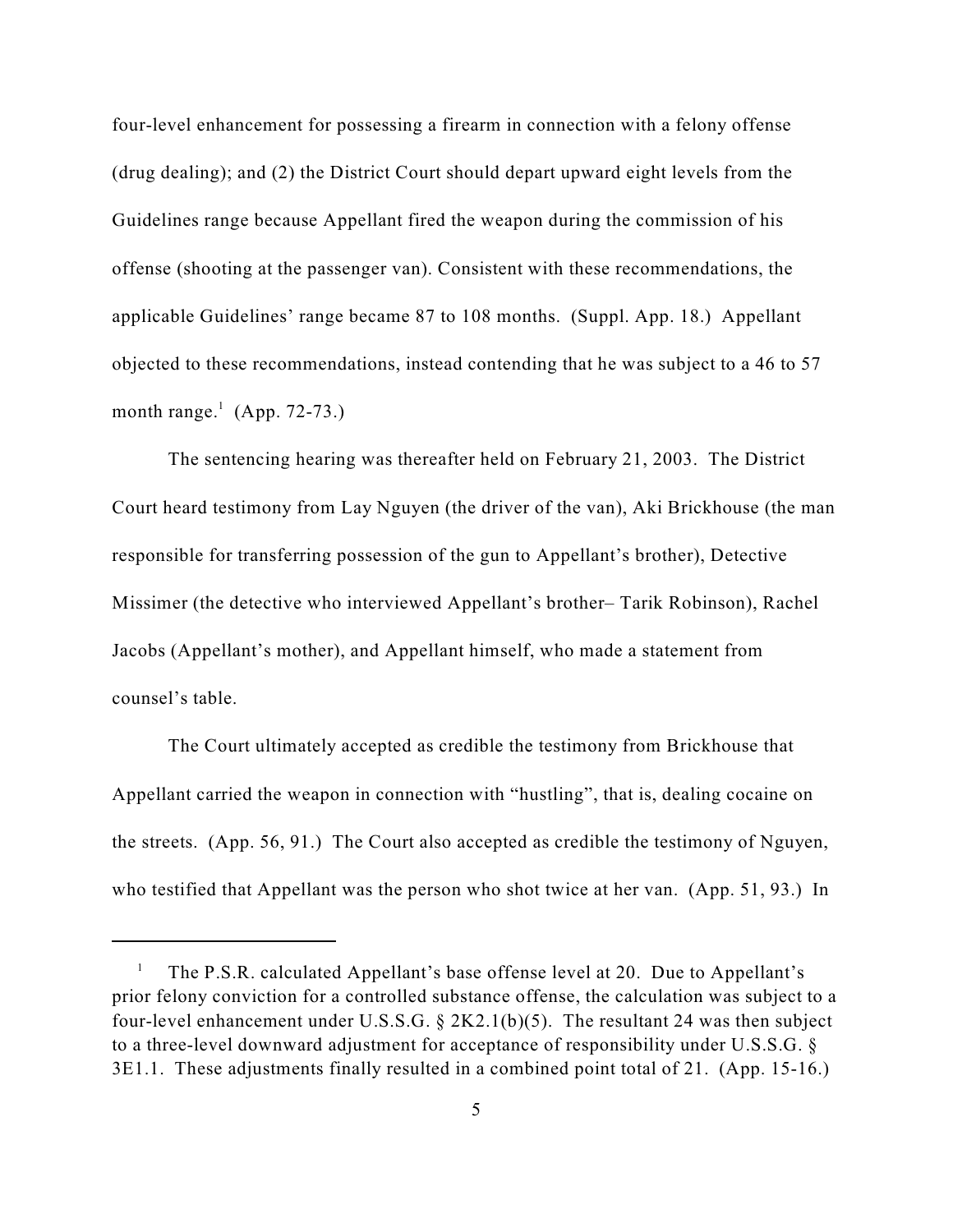four-level enhancement for possessing a firearm in connection with a felony offense (drug dealing); and (2) the District Court should depart upward eight levels from the Guidelines range because Appellant fired the weapon during the commission of his offense (shooting at the passenger van). Consistent with these recommendations, the applicable Guidelines' range became 87 to 108 months. (Suppl. App. 18.) Appellant objected to these recommendations, instead contending that he was subject to a 46 to 57 month range.[1] (App. 72-73.)

The sentencing hearing was thereafter held on February 21, 2003. The District Court heard testimony from Lay Nguyen (the driver of the van), Aki Brickhouse (the man responsible for transferring possession of the gun to Appellant's brother), Detective Missimer (the detective who interviewed Appellant's brother– Tarik Robinson), Rachel Jacobs (Appellant's mother), and Appellant himself, who made a statement from counsel's table.

The Court ultimately accepted as credible the testimony from Brickhouse that Appellant carried the weapon in connection with "hustling", that is, dealing cocaine on the streets. (App. 56, 91.) The Court also accepted as credible the testimony of Nguyen, who testified that Appellant was the person who shot twice at her van. (App. 51, 93.) In

---

[1] The P.S.R. calculated Appellant's base offense level at 20. Due to Appellant's prior felony conviction for a controlled substance offense, the calculation was subject to a four-level enhancement under U.S.S.G. § 2K2.1(b)(5). The resultant 24 was then subject to a three-level downward adjustment for acceptance of responsibility under U.S.S.G. § 3E1.1. These adjustments finally resulted in a combined point total of 21. (App. 15-16.)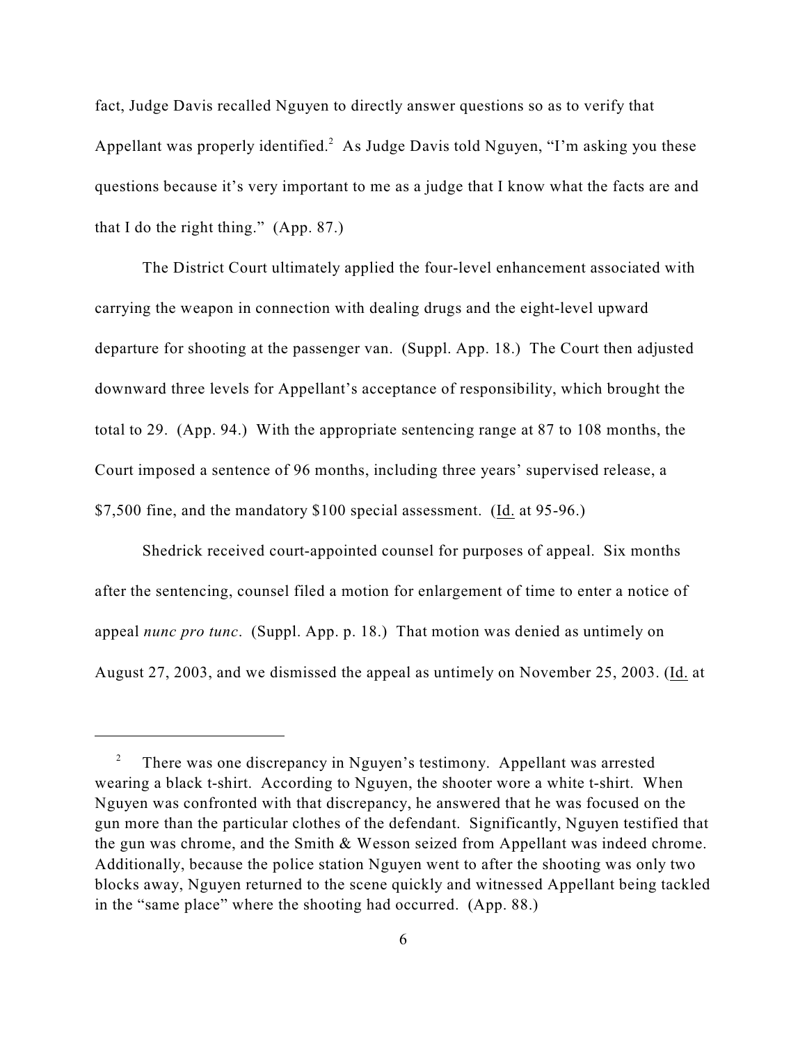fact, Judge Davis recalled Nguyen to directly answer questions so as to verify that Appellant was properly identified.[2] As Judge Davis told Nguyen, "I'm asking you these questions because it's very important to me as a judge that I know what the facts are and that I do the right thing." (App. 87.)

The District Court ultimately applied the four-level enhancement associated with carrying the weapon in connection with dealing drugs and the eight-level upward departure for shooting at the passenger van. (Suppl. App. 18.) The Court then adjusted downward three levels for Appellant's acceptance of responsibility, which brought the total to 29. (App. 94.) With the appropriate sentencing range at 87 to 108 months, the Court imposed a sentence of 96 months, including three years' supervised release, a $7,500 fine, and the mandatory $100 special assessment. (Id. at 95-96.)

Shedrick received court-appointed counsel for purposes of appeal. Six months after the sentencing, counsel filed a motion for enlargement of time to enter a notice of appeal *nunc pro tunc*. (Suppl. App. p. 18.) That motion was denied as untimely on August 27, 2003, and we dismissed the appeal as untimely on November 25, 2003. (Id. at

---

[2] There was one discrepancy in Nguyen's testimony. Appellant was arrested wearing a black t-shirt. According to Nguyen, the shooter wore a white t-shirt. When Nguyen was confronted with that discrepancy, he answered that he was focused on the gun more than the particular clothes of the defendant. Significantly, Nguyen testified that the gun was chrome, and the Smith & Wesson seized from Appellant was indeed chrome. Additionally, because the police station Nguyen went to after the shooting was only two blocks away, Nguyen returned to the scene quickly and witnessed Appellant being tackled in the "same place" where the shooting had occurred. (App. 88.)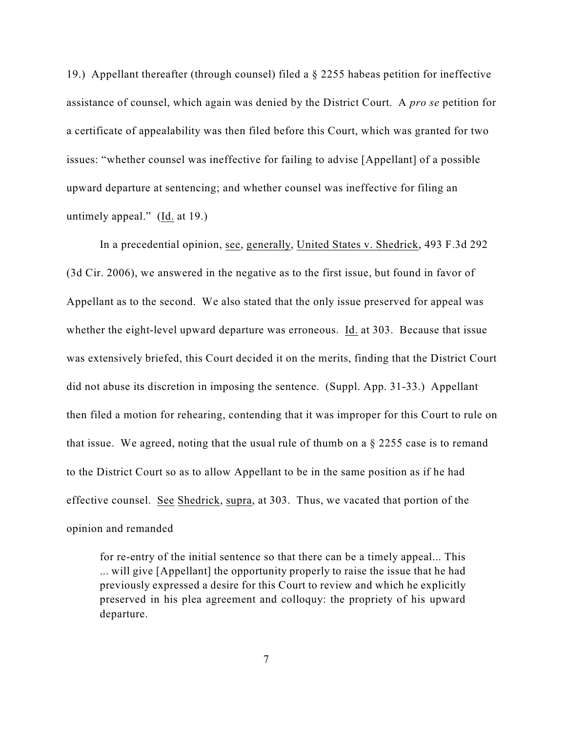19.) Appellant thereafter (through counsel) filed a § 2255 habeas petition for ineffective assistance of counsel, which again was denied by the District Court. A *pro se* petition for a certificate of appealability was then filed before this Court, which was granted for two issues: "whether counsel was ineffective for failing to advise [Appellant] of a possible upward departure at sentencing; and whether counsel was ineffective for filing an untimely appeal." (Id. at 19.)

In a precedential opinion, see, generally, United States v. Shedrick, 493 F.3d 292 (3d Cir. 2006), we answered in the negative as to the first issue, but found in favor of Appellant as to the second. We also stated that the only issue preserved for appeal was whether the eight-level upward departure was erroneous. Id. at 303. Because that issue was extensively briefed, this Court decided it on the merits, finding that the District Court did not abuse its discretion in imposing the sentence. (Suppl. App. 31-33.) Appellant then filed a motion for rehearing, contending that it was improper for this Court to rule on that issue. We agreed, noting that the usual rule of thumb on a § 2255 case is to remand to the District Court so as to allow Appellant to be in the same position as if he had effective counsel. See Shedrick, supra, at 303. Thus, we vacated that portion of the opinion and remanded

> for re-entry of the initial sentence so that there can be a timely appeal... This ... will give [Appellant] the opportunity properly to raise the issue that he had previously expressed a desire for this Court to review and which he explicitly preserved in his plea agreement and colloquy: the propriety of his upward departure.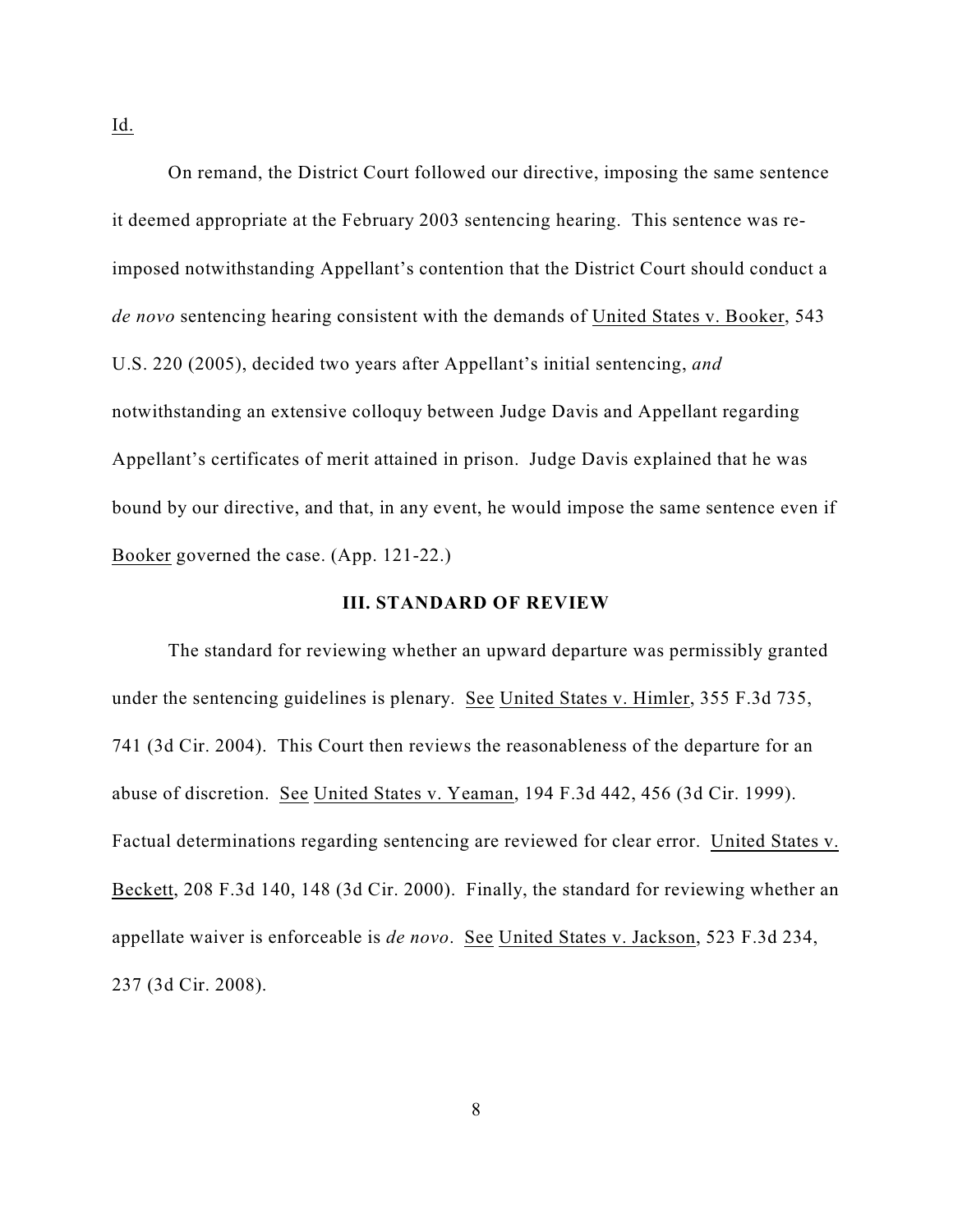Id.

On remand, the District Court followed our directive, imposing the same sentence it deemed appropriate at the February 2003 sentencing hearing. This sentence was re-imposed notwithstanding Appellant's contention that the District Court should conduct a *de novo* sentencing hearing consistent with the demands of United States v. Booker, 543 U.S. 220 (2005), decided two years after Appellant's initial sentencing, *and* notwithstanding an extensive colloquy between Judge Davis and Appellant regarding Appellant's certificates of merit attained in prison. Judge Davis explained that he was bound by our directive, and that, in any event, he would impose the same sentence even if Booker governed the case. (App. 121-22.)

## III. STANDARD OF REVIEW

The standard for reviewing whether an upward departure was permissibly granted under the sentencing guidelines is plenary. See United States v. Himler, 355 F.3d 735, 741 (3d Cir. 2004). This Court then reviews the reasonableness of the departure for an abuse of discretion. See United States v. Yeaman, 194 F.3d 442, 456 (3d Cir. 1999). Factual determinations regarding sentencing are reviewed for clear error. United States v. Beckett, 208 F.3d 140, 148 (3d Cir. 2000). Finally, the standard for reviewing whether an appellate waiver is enforceable is *de novo*. See United States v. Jackson, 523 F.3d 234, 237 (3d Cir. 2008).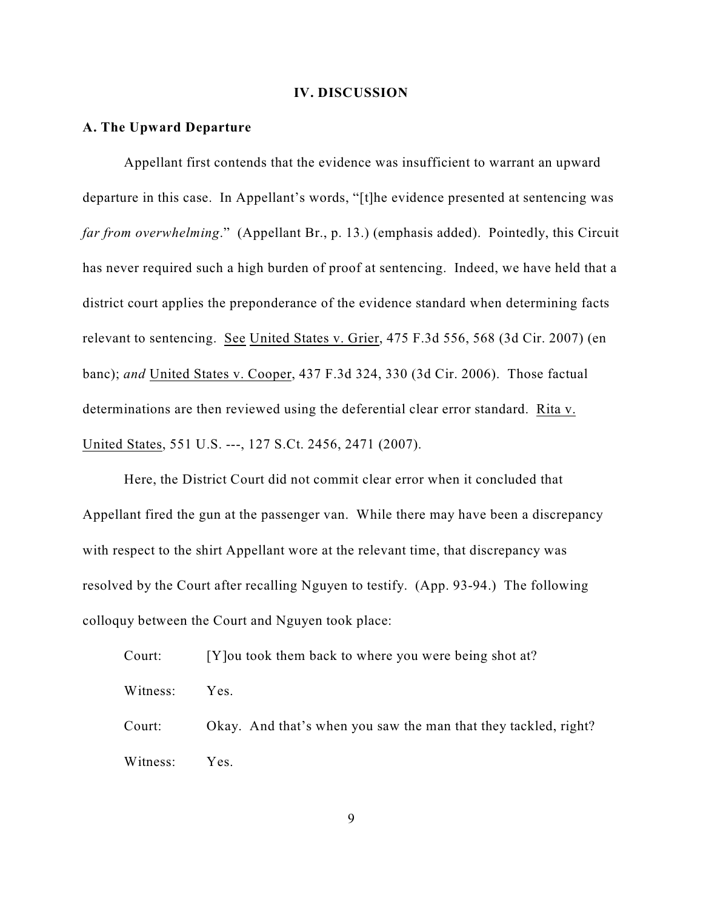## IV. DISCUSSION

### A. The Upward Departure

Appellant first contends that the evidence was insufficient to warrant an upward departure in this case. In Appellant's words, "[t]he evidence presented at sentencing was *far from overwhelming*." (Appellant Br., p. 13.) (emphasis added). Pointedly, this Circuit has never required such a high burden of proof at sentencing. Indeed, we have held that a district court applies the preponderance of the evidence standard when determining facts relevant to sentencing. See United States v. Grier, 475 F.3d 556, 568 (3d Cir. 2007) (en banc); *and* United States v. Cooper, 437 F.3d 324, 330 (3d Cir. 2006). Those factual determinations are then reviewed using the deferential clear error standard. Rita v. United States, 551 U.S. ---, 127 S.Ct. 2456, 2471 (2007).

Here, the District Court did not commit clear error when it concluded that Appellant fired the gun at the passenger van. While there may have been a discrepancy with respect to the shirt Appellant wore at the relevant time, that discrepancy was resolved by the Court after recalling Nguyen to testify. (App. 93-94.) The following colloquy between the Court and Nguyen took place:

> Court: [Y]ou took them back to where you were being shot at?
>
> Witness: Yes.
>
> Court: Okay. And that's when you saw the man that they tackled, right?
>
> Witness: Yes.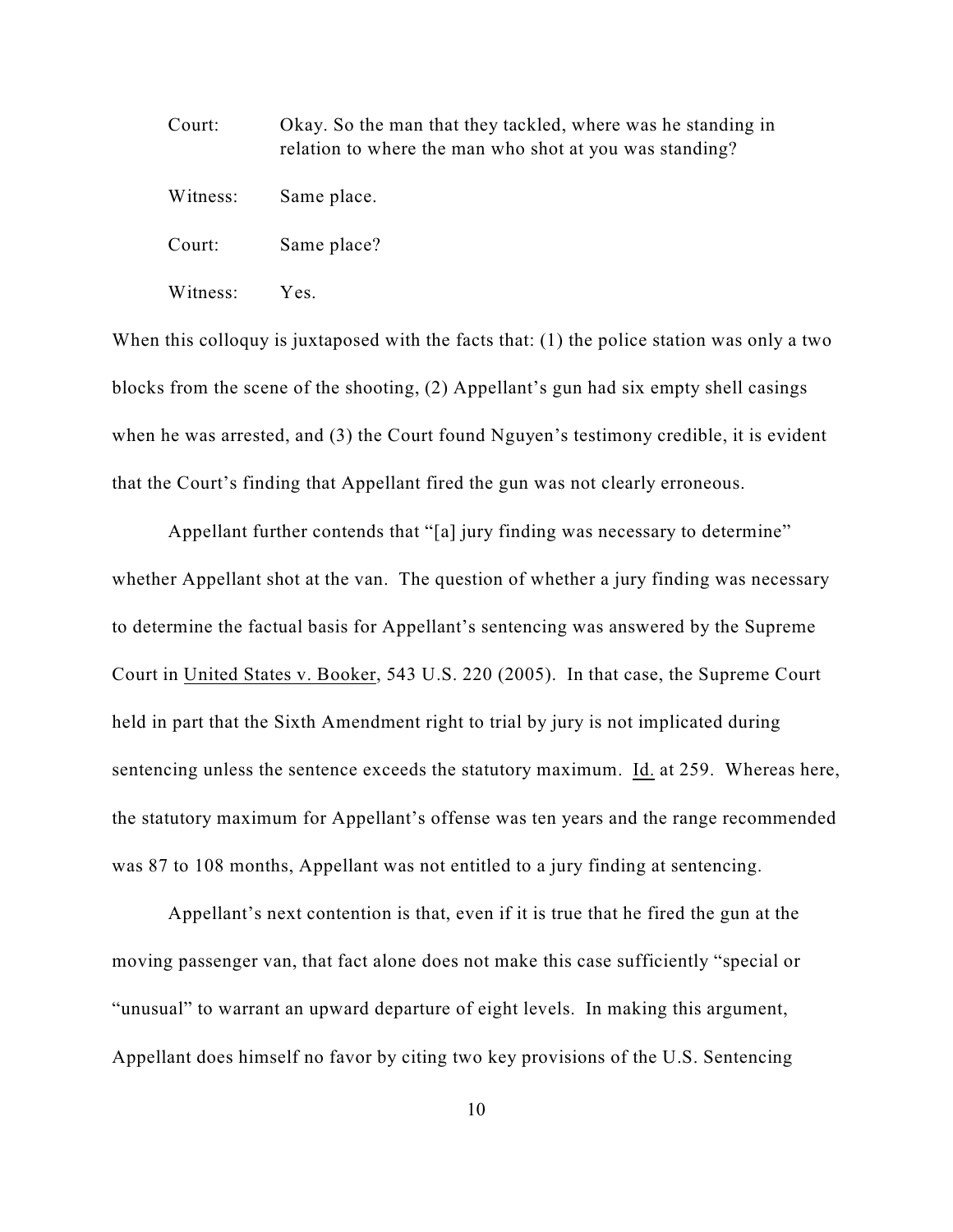Court: Okay. So the man that they tackled, where was he standing in relation to where the man who shot at you was standing?

Witness: Same place.

Court: Same place?

Witness: Yes.

When this colloquy is juxtaposed with the facts that: (1) the police station was only a two blocks from the scene of the shooting, (2) Appellant's gun had six empty shell casings when he was arrested, and (3) the Court found Nguyen's testimony credible, it is evident that the Court's finding that Appellant fired the gun was not clearly erroneous.

Appellant further contends that "[a] jury finding was necessary to determine" whether Appellant shot at the van. The question of whether a jury finding was necessary to determine the factual basis for Appellant's sentencing was answered by the Supreme Court in United States v. Booker, 543 U.S. 220 (2005). In that case, the Supreme Court held in part that the Sixth Amendment right to trial by jury is not implicated during sentencing unless the sentence exceeds the statutory maximum. Id. at 259. Whereas here, the statutory maximum for Appellant's offense was ten years and the range recommended was 87 to 108 months, Appellant was not entitled to a jury finding at sentencing.

Appellant's next contention is that, even if it is true that he fired the gun at the moving passenger van, that fact alone does not make this case sufficiently "special or "unusual" to warrant an upward departure of eight levels. In making this argument, Appellant does himself no favor by citing two key provisions of the U.S. Sentencing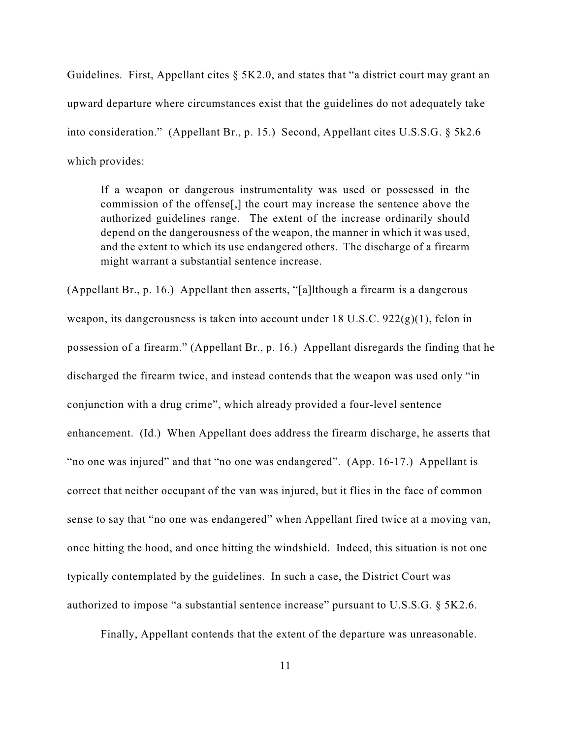Guidelines. First, Appellant cites § 5K2.0, and states that "a district court may grant an upward departure where circumstances exist that the guidelines do not adequately take into consideration." (Appellant Br., p. 15.) Second, Appellant cites U.S.S.G. § 5k2.6 which provides:

> If a weapon or dangerous instrumentality was used or possessed in the commission of the offense[,] the court may increase the sentence above the authorized guidelines range. The extent of the increase ordinarily should depend on the dangerousness of the weapon, the manner in which it was used, and the extent to which its use endangered others. The discharge of a firearm might warrant a substantial sentence increase.

(Appellant Br., p. 16.) Appellant then asserts, "[a]lthough a firearm is a dangerous weapon, its dangerousness is taken into account under 18 U.S.C. 922(g)(1), felon in possession of a firearm." (Appellant Br., p. 16.) Appellant disregards the finding that he discharged the firearm twice, and instead contends that the weapon was used only "in conjunction with a drug crime", which already provided a four-level sentence enhancement. (Id.) When Appellant does address the firearm discharge, he asserts that "no one was injured" and that "no one was endangered". (App. 16-17.) Appellant is correct that neither occupant of the van was injured, but it flies in the face of common sense to say that "no one was endangered" when Appellant fired twice at a moving van, once hitting the hood, and once hitting the windshield. Indeed, this situation is not one typically contemplated by the guidelines. In such a case, the District Court was authorized to impose "a substantial sentence increase" pursuant to U.S.S.G. § 5K2.6.

Finally, Appellant contends that the extent of the departure was unreasonable.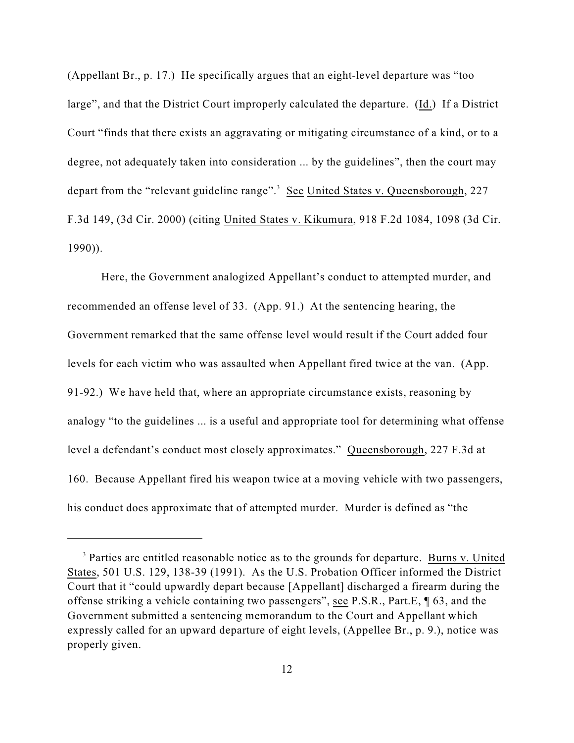(Appellant Br., p. 17.) He specifically argues that an eight-level departure was "too large", and that the District Court improperly calculated the departure. (Id.) If a District Court "finds that there exists an aggravating or mitigating circumstance of a kind, or to a degree, not adequately taken into consideration ... by the guidelines", then the court may depart from the "relevant guideline range".[3] See United States v. Queensborough, 227 F.3d 149, (3d Cir. 2000) (citing United States v. Kikumura, 918 F.2d 1084, 1098 (3d Cir. 1990)).

Here, the Government analogized Appellant's conduct to attempted murder, and recommended an offense level of 33. (App. 91.) At the sentencing hearing, the Government remarked that the same offense level would result if the Court added four levels for each victim who was assaulted when Appellant fired twice at the van. (App. 91-92.) We have held that, where an appropriate circumstance exists, reasoning by analogy "to the guidelines ... is a useful and appropriate tool for determining what offense level a defendant's conduct most closely approximates." Queensborough, 227 F.3d at 160. Because Appellant fired his weapon twice at a moving vehicle with two passengers, his conduct does approximate that of attempted murder. Murder is defined as "the

---

[3] Parties are entitled reasonable notice as to the grounds for departure. Burns v. United States, 501 U.S. 129, 138-39 (1991). As the U.S. Probation Officer informed the District Court that it "could upwardly depart because [Appellant] discharged a firearm during the offense striking a vehicle containing two passengers", see P.S.R., Part.E, ¶ 63, and the Government submitted a sentencing memorandum to the Court and Appellant which expressly called for an upward departure of eight levels, (Appellee Br., p. 9.), notice was properly given.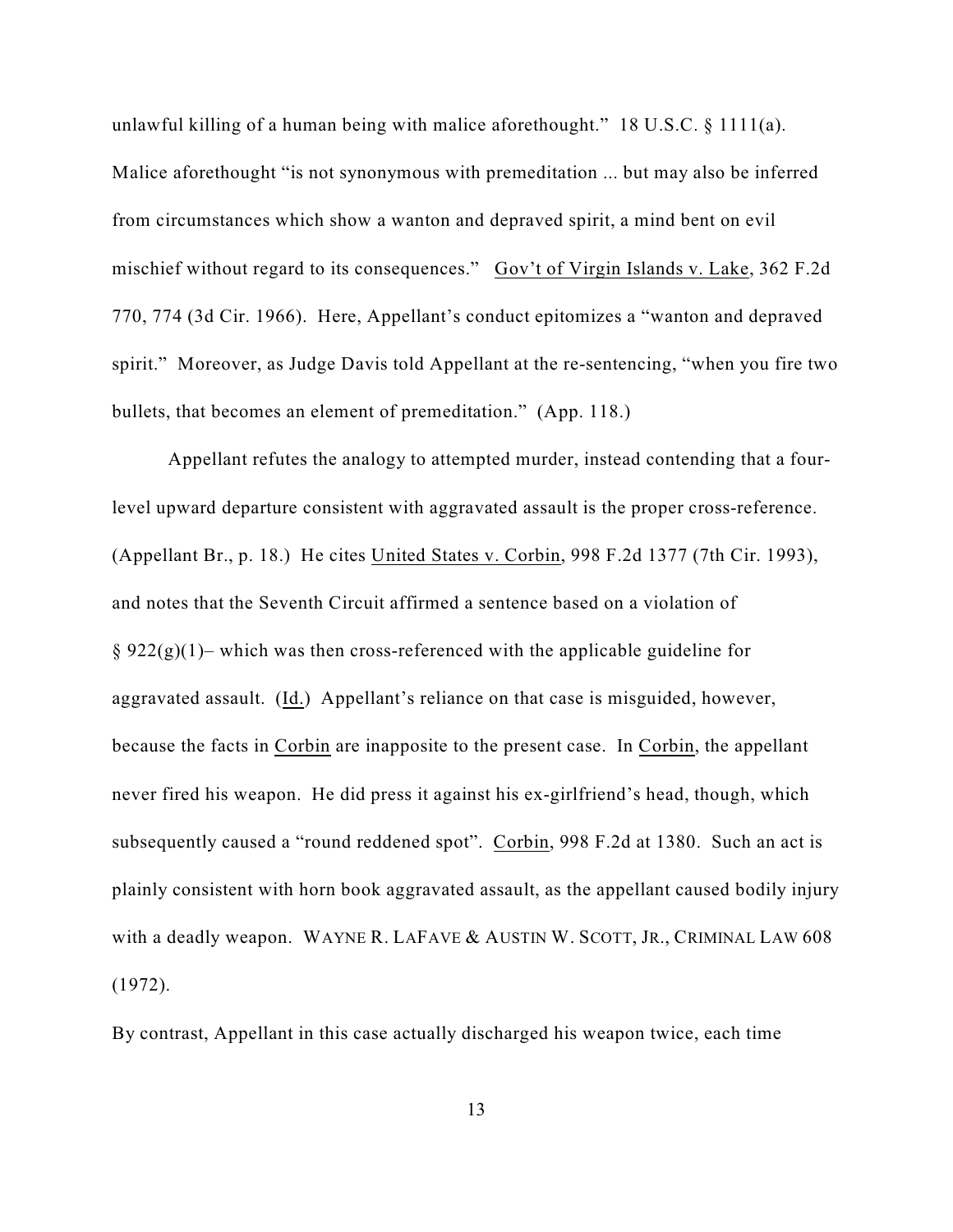unlawful killing of a human being with malice aforethought." 18 U.S.C. § 1111(a). Malice aforethought "is not synonymous with premeditation ... but may also be inferred from circumstances which show a wanton and depraved spirit, a mind bent on evil mischief without regard to its consequences." Gov't of Virgin Islands v. Lake, 362 F.2d 770, 774 (3d Cir. 1966). Here, Appellant's conduct epitomizes a "wanton and depraved spirit." Moreover, as Judge Davis told Appellant at the re-sentencing, "when you fire two bullets, that becomes an element of premeditation." (App. 118.)

Appellant refutes the analogy to attempted murder, instead contending that a four-level upward departure consistent with aggravated assault is the proper cross-reference. (Appellant Br., p. 18.) He cites United States v. Corbin, 998 F.2d 1377 (7th Cir. 1993), and notes that the Seventh Circuit affirmed a sentence based on a violation of § 922(g)(1)– which was then cross-referenced with the applicable guideline for aggravated assault. (Id.) Appellant's reliance on that case is misguided, however, because the facts in Corbin are inapposite to the present case. In Corbin, the appellant never fired his weapon. He did press it against his ex-girlfriend's head, though, which subsequently caused a "round reddened spot". Corbin, 998 F.2d at 1380. Such an act is plainly consistent with horn book aggravated assault, as the appellant caused bodily injury with a deadly weapon. WAYNE R. LAFAVE & AUSTIN W. SCOTT, JR., CRIMINAL LAW 608 (1972).

By contrast, Appellant in this case actually discharged his weapon twice, each time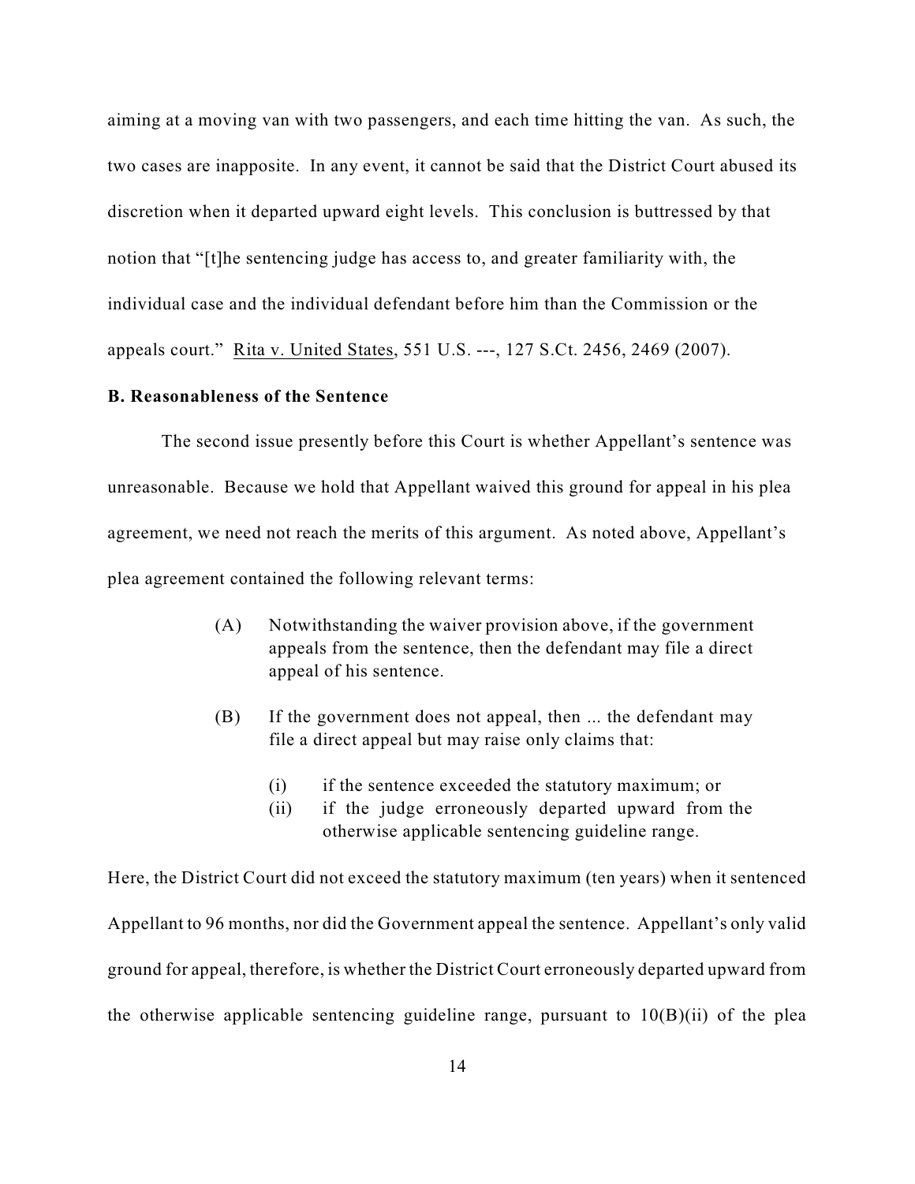aiming at a moving van with two passengers, and each time hitting the van. As such, the two cases are inapposite. In any event, it cannot be said that the District Court abused its discretion when it departed upward eight levels. This conclusion is buttressed by that notion that "[t]he sentencing judge has access to, and greater familiarity with, the individual case and the individual defendant before him than the Commission or the appeals court." Rita v. United States, 551 U.S. ---, 127 S.Ct. 2456, 2469 (2007).

**B. Reasonableness of the Sentence**

The second issue presently before this Court is whether Appellant's sentence was unreasonable. Because we hold that Appellant waived this ground for appeal in his plea agreement, we need not reach the merits of this argument. As noted above, Appellant's plea agreement contained the following relevant terms:

> (A) Notwithstanding the waiver provision above, if the government appeals from the sentence, then the defendant may file a direct appeal of his sentence.
>
> (B) If the government does not appeal, then ... the defendant may file a direct appeal but may raise only claims that:
>
> (i) if the sentence exceeded the statutory maximum; or
> (ii) if the judge erroneously departed upward from the otherwise applicable sentencing guideline range.

Here, the District Court did not exceed the statutory maximum (ten years) when it sentenced Appellant to 96 months, nor did the Government appeal the sentence. Appellant's only valid ground for appeal, therefore, is whether the District Court erroneously departed upward from the otherwise applicable sentencing guideline range, pursuant to 10(B)(ii) of the plea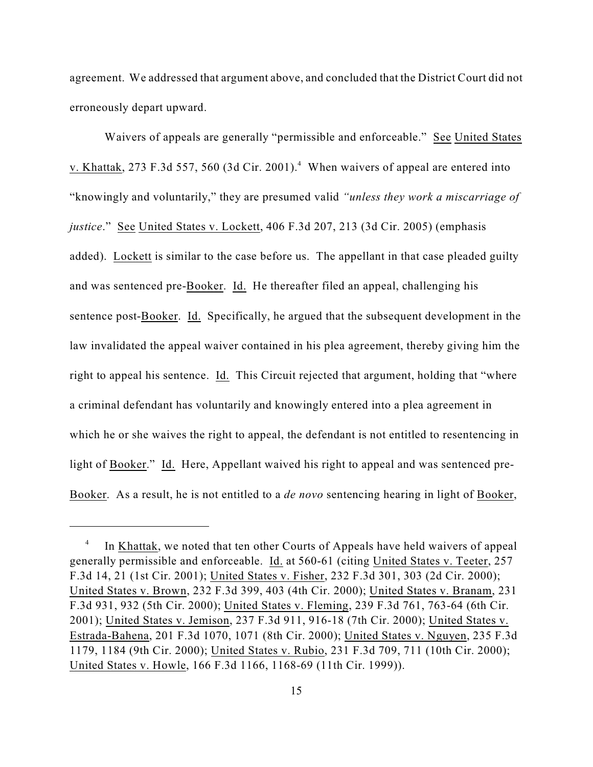agreement. We addressed that argument above, and concluded that the District Court did not erroneously depart upward.

Waivers of appeals are generally "permissible and enforceable." See United States v. Khattak, 273 F.3d 557, 560 (3d Cir. 2001).[4] When waivers of appeal are entered into "knowingly and voluntarily," they are presumed valid *"unless they work a miscarriage of justice*." See United States v. Lockett, 406 F.3d 207, 213 (3d Cir. 2005) (emphasis added). Lockett is similar to the case before us. The appellant in that case pleaded guilty and was sentenced pre-Booker. Id. He thereafter filed an appeal, challenging his sentence post-Booker. Id. Specifically, he argued that the subsequent development in the law invalidated the appeal waiver contained in his plea agreement, thereby giving him the right to appeal his sentence. Id. This Circuit rejected that argument, holding that "where a criminal defendant has voluntarily and knowingly entered into a plea agreement in which he or she waives the right to appeal, the defendant is not entitled to resentencing in light of Booker." Id. Here, Appellant waived his right to appeal and was sentenced pre-Booker. As a result, he is not entitled to a *de novo* sentencing hearing in light of Booker,

---

[4] In Khattak, we noted that ten other Courts of Appeals have held waivers of appeal generally permissible and enforceable. Id. at 560-61 (citing United States v. Teeter, 257 F.3d 14, 21 (1st Cir. 2001); United States v. Fisher, 232 F.3d 301, 303 (2d Cir. 2000); United States v. Brown, 232 F.3d 399, 403 (4th Cir. 2000); United States v. Branam, 231 F.3d 931, 932 (5th Cir. 2000); United States v. Fleming, 239 F.3d 761, 763-64 (6th Cir. 2001); United States v. Jemison, 237 F.3d 911, 916-18 (7th Cir. 2000); United States v. Estrada-Bahena, 201 F.3d 1070, 1071 (8th Cir. 2000); United States v. Nguyen, 235 F.3d 1179, 1184 (9th Cir. 2000); United States v. Rubio, 231 F.3d 709, 711 (10th Cir. 2000); United States v. Howle, 166 F.3d 1166, 1168-69 (11th Cir. 1999)).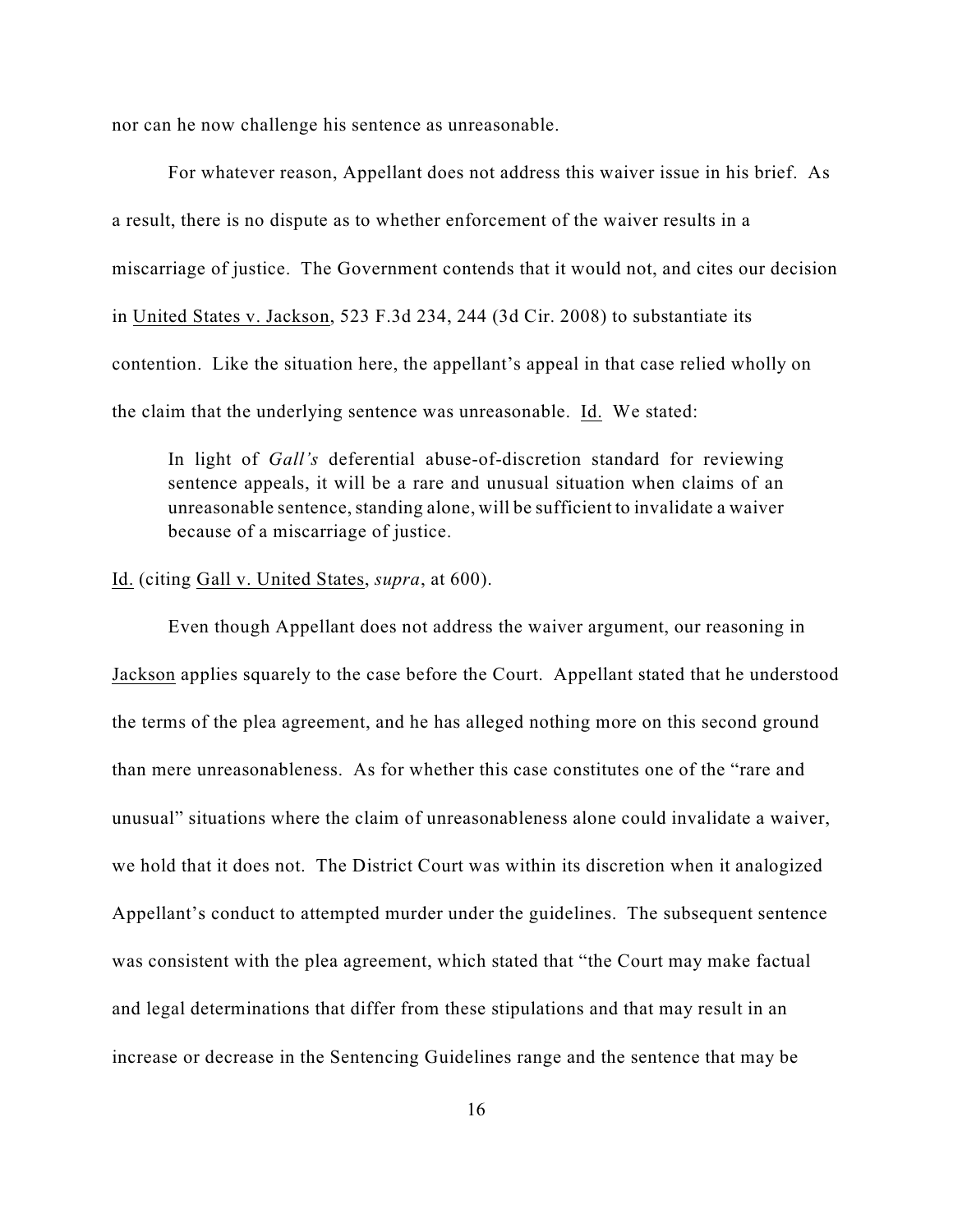nor can he now challenge his sentence as unreasonable.

For whatever reason, Appellant does not address this waiver issue in his brief. As a result, there is no dispute as to whether enforcement of the waiver results in a miscarriage of justice. The Government contends that it would not, and cites our decision in United States v. Jackson, 523 F.3d 234, 244 (3d Cir. 2008) to substantiate its contention. Like the situation here, the appellant's appeal in that case relied wholly on the claim that the underlying sentence was unreasonable. Id. We stated:

> In light of *Gall's* deferential abuse-of-discretion standard for reviewing sentence appeals, it will be a rare and unusual situation when claims of an unreasonable sentence, standing alone, will be sufficient to invalidate a waiver because of a miscarriage of justice.

Id. (citing Gall v. United States, *supra*, at 600).

Even though Appellant does not address the waiver argument, our reasoning in Jackson applies squarely to the case before the Court. Appellant stated that he understood the terms of the plea agreement, and he has alleged nothing more on this second ground than mere unreasonableness. As for whether this case constitutes one of the "rare and unusual" situations where the claim of unreasonableness alone could invalidate a waiver, we hold that it does not. The District Court was within its discretion when it analogized Appellant's conduct to attempted murder under the guidelines. The subsequent sentence was consistent with the plea agreement, which stated that "the Court may make factual and legal determinations that differ from these stipulations and that may result in an increase or decrease in the Sentencing Guidelines range and the sentence that may be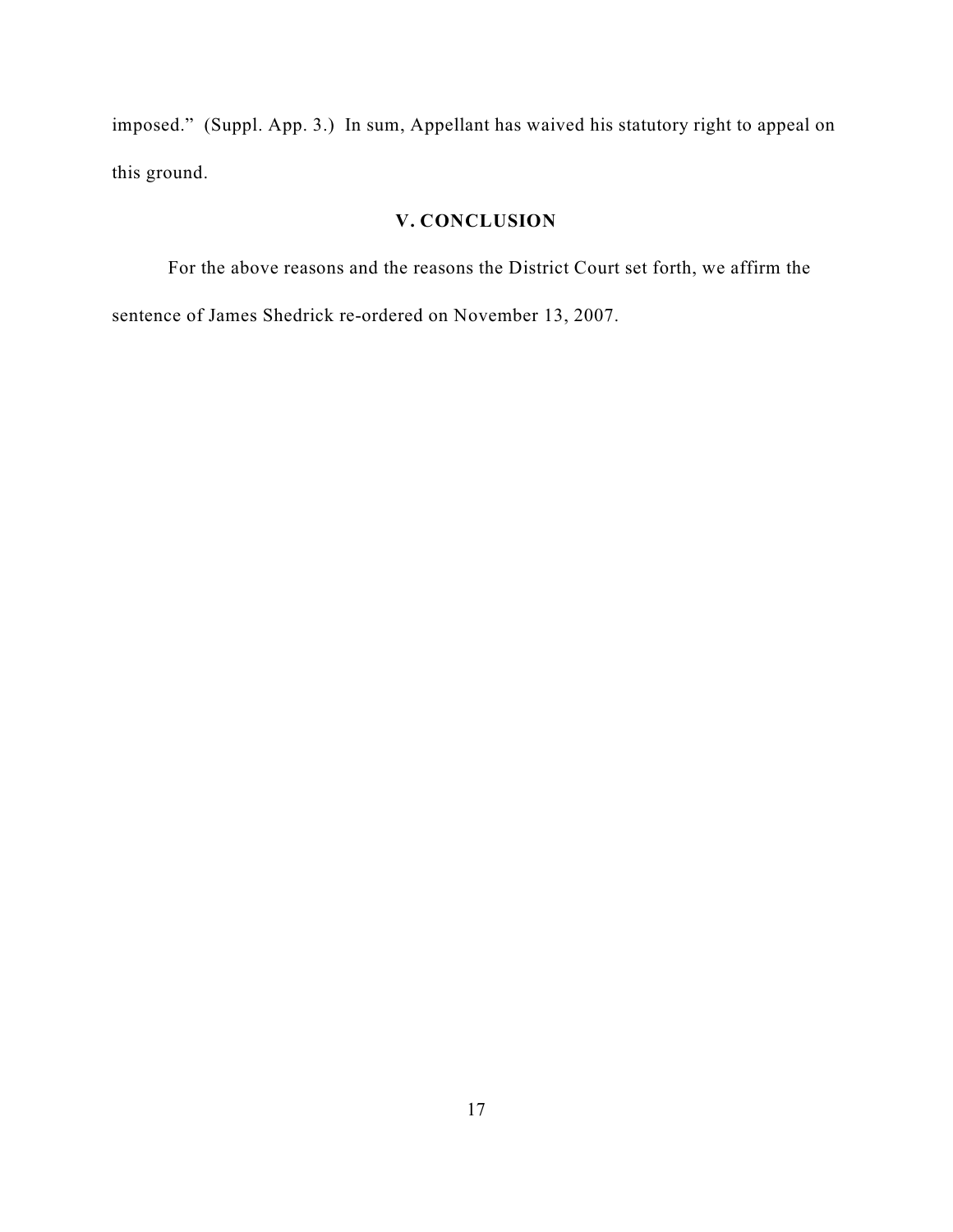imposed." (Suppl. App. 3.) In sum, Appellant has waived his statutory right to appeal on this ground.

## V. CONCLUSION

For the above reasons and the reasons the District Court set forth, we affirm the sentence of James Shedrick re-ordered on November 13, 2007.